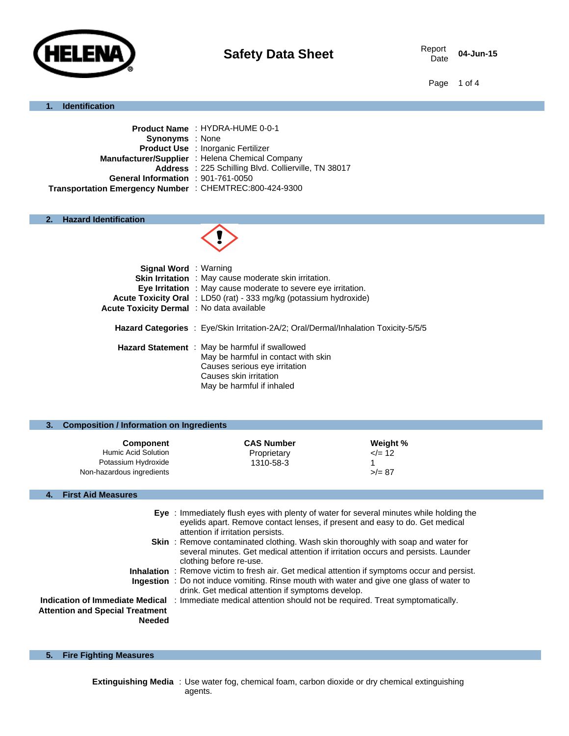**HELENA**

# Safety Data Sheet

Report Date 04-Jun-15

## 1. Identification

**Product Name** : HYDRA-HUME 0-0-1
**Synonyms** : None
**Product Use** : Inorganic Fertilizer
**Manufacturer/Supplier** : Helena Chemical Company
**Address** : 225 Schilling Blvd. Collierville, TN 38017
**General Information** : 901-761-0050
**Transportation Emergency Number** : CHEMTREC:800-424-9300

## 2. Hazard Identification

**Signal Word** : Warning
**Skin Irritation** : May cause moderate skin irritation.
**Eye Irritation** : May cause moderate to severe eye irritation.
**Acute Toxicity Oral** : LD50 (rat) - 333 mg/kg (potassium hydroxide)
**Acute Toxicity Dermal** : No data available

**Hazard Categories** : Eye/Skin Irritation-2A/2; Oral/Dermal/Inhalation Toxicity-5/5/5

**Hazard Statement** : May be harmful if swallowed
May be harmful in contact with skin
Causes serious eye irritation
Causes skin irritation
May be harmful if inhaled

## 3. Composition / Information on Ingredients

| Component | CAS Number | Weight % |
|---|---|---|
| Humic Acid Solution | Proprietary | </= 12 |
| Potassium Hydroxide | 1310-58-3 | 1 |
| Non-hazardous ingredients | | >/= 87 |

## 4. First Aid Measures

**Eye** : Immediately flush eyes with plenty of water for several minutes while holding the eyelids apart. Remove contact lenses, if present and easy to do. Get medical attention if irritation persists.
**Skin** : Remove contaminated clothing. Wash skin thoroughly with soap and water for several minutes. Get medical attention if irritation occurs and persists. Launder clothing before re-use.
**Inhalation** : Remove victim to fresh air. Get medical attention if symptoms occur and persist.
**Ingestion** : Do not induce vomiting. Rinse mouth with water and give one glass of water to drink. Get medical attention if symptoms develop.
**Indication of Immediate Medical Attention and Special Treatment Needed** : Immediate medical attention should not be required. Treat symptomatically.

## 5. Fire Fighting Measures

**Extinguishing Media** : Use water fog, chemical foam, carbon dioxide or dry chemical extinguishing agents.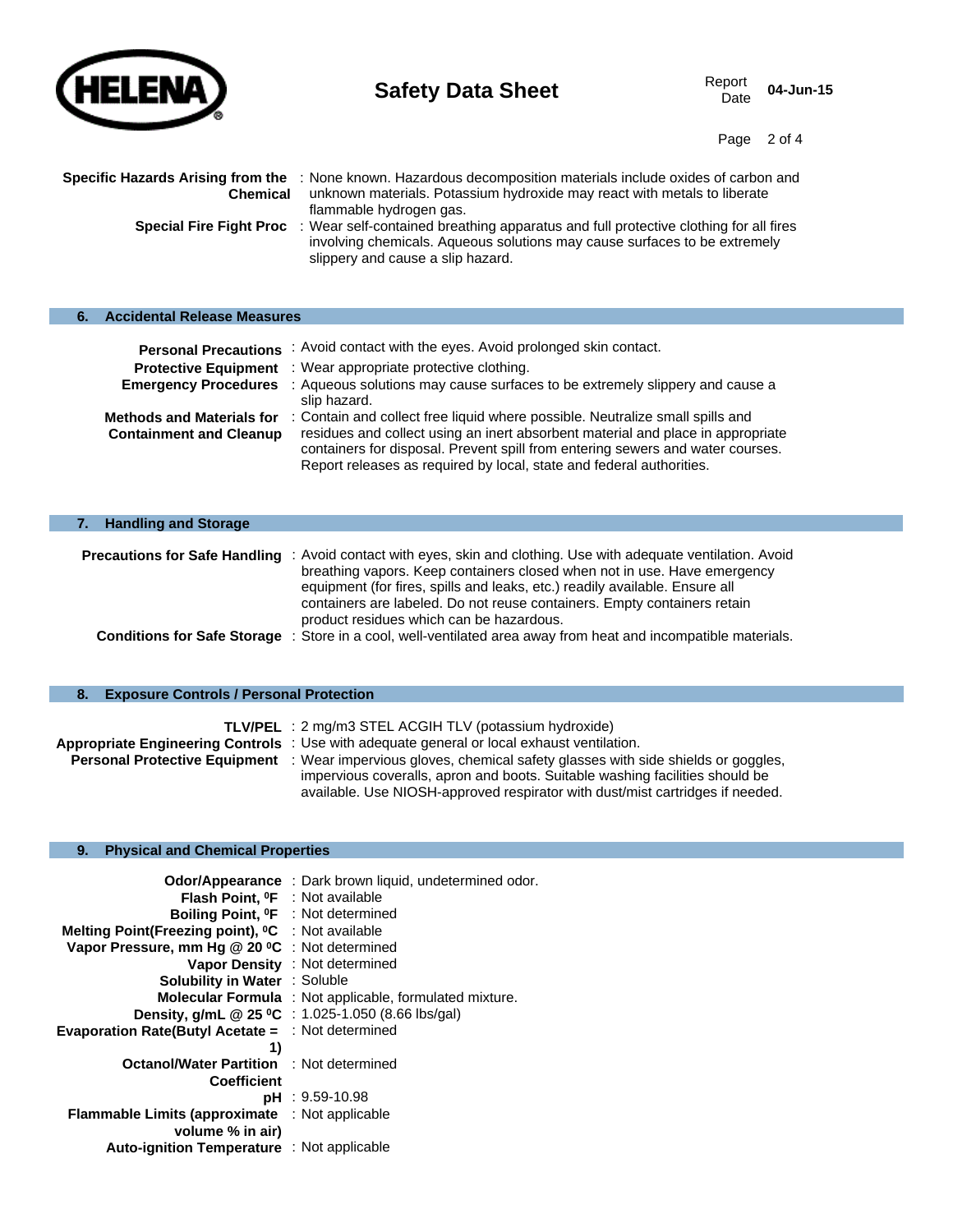**Specific Hazards Arising from the Chemical** : None known. Hazardous decomposition materials include oxides of carbon and unknown materials. Potassium hydroxide may react with metals to liberate flammable hydrogen gas.

**Special Fire Fight Proc** : Wear self-contained breathing apparatus and full protective clothing for all fires involving chemicals. Aqueous solutions may cause surfaces to be extremely slippery and cause a slip hazard.

## 6. Accidental Release Measures

**Personal Precautions** : Avoid contact with the eyes. Avoid prolonged skin contact.

**Protective Equipment** : Wear appropriate protective clothing.

**Emergency Procedures** : Aqueous solutions may cause surfaces to be extremely slippery and cause a slip hazard.

**Methods and Materials for Containment and Cleanup** : Contain and collect free liquid where possible. Neutralize small spills and residues and collect using an inert absorbent material and place in appropriate containers for disposal. Prevent spill from entering sewers and water courses. Report releases as required by local, state and federal authorities.

## 7. Handling and Storage

**Precautions for Safe Handling** : Avoid contact with eyes, skin and clothing. Use with adequate ventilation. Avoid breathing vapors. Keep containers closed when not in use. Have emergency equipment (for fires, spills and leaks, etc.) readily available. Ensure all containers are labeled. Do not reuse containers. Empty containers retain product residues which can be hazardous.

**Conditions for Safe Storage** : Store in a cool, well-ventilated area away from heat and incompatible materials.

## 8. Exposure Controls / Personal Protection

**TLV/PEL** : 2 mg/m3 STEL ACGIH TLV (potassium hydroxide)

**Appropriate Engineering Controls** : Use with adequate general or local exhaust ventilation.

**Personal Protective Equipment** : Wear impervious gloves, chemical safety glasses with side shields or goggles, impervious coveralls, apron and boots. Suitable washing facilities should be available. Use NIOSH-approved respirator with dust/mist cartridges if needed.

## 9. Physical and Chemical Properties

**Odor/Appearance** : Dark brown liquid, undetermined odor.

**Flash Point, ⁰F** : Not available

**Boiling Point, ⁰F** : Not determined

**Melting Point(Freezing point), ⁰C** : Not available

**Vapor Pressure, mm Hg @ 20 ⁰C** : Not determined

**Vapor Density** : Not determined

**Solubility in Water** : Soluble

**Molecular Formula** : Not applicable, formulated mixture.

**Density, g/mL @ 25 ⁰C** : 1.025-1.050 (8.66 lbs/gal)

**Evaporation Rate(Butyl Acetate = 1)** : Not determined

**Octanol/Water Partition Coefficient** : Not determined

**pH** : 9.59-10.98

**Flammable Limits (approximate volume % in air)** : Not applicable

**Auto-ignition Temperature** : Not applicable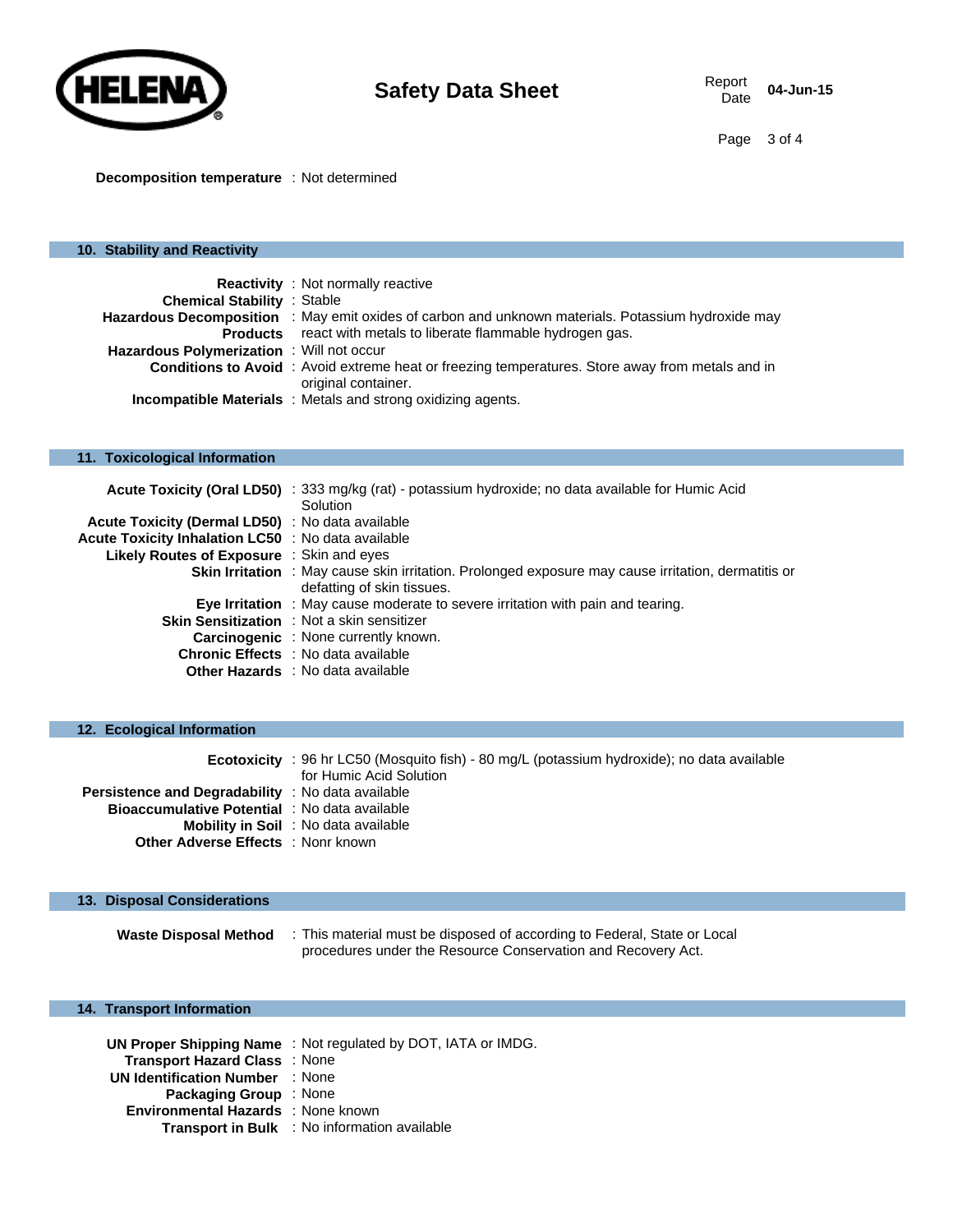**Decomposition temperature** : Not determined

## 10. Stability and Reactivity

**Reactivity** : Not normally reactive

**Chemical Stability** : Stable

**Hazardous Decomposition Products** : May emit oxides of carbon and unknown materials. Potassium hydroxide may react with metals to liberate flammable hydrogen gas.

**Hazardous Polymerization** : Will not occur

**Conditions to Avoid** : Avoid extreme heat or freezing temperatures. Store away from metals and in original container.

**Incompatible Materials** : Metals and strong oxidizing agents.

## 11. Toxicological Information

**Acute Toxicity (Oral LD50)** : 333 mg/kg (rat) - potassium hydroxide; no data available for Humic Acid Solution

**Acute Toxicity (Dermal LD50)** : No data available

**Acute Toxicity Inhalation LC50** : No data available

**Likely Routes of Exposure** : Skin and eyes

**Skin Irritation** : May cause skin irritation. Prolonged exposure may cause irritation, dermatitis or defatting of skin tissues.

**Eye Irritation** : May cause moderate to severe irritation with pain and tearing.

**Skin Sensitization** : Not a skin sensitizer

**Carcinogenic** : None currently known.

**Chronic Effects** : No data available

**Other Hazards** : No data available

## 12. Ecological Information

**Ecotoxicity** : 96 hr LC50 (Mosquito fish) - 80 mg/L (potassium hydroxide); no data available for Humic Acid Solution

**Persistence and Degradability** : No data available

**Bioaccumulative Potential** : No data available

**Mobility in Soil** : No data available

**Other Adverse Effects** : Nonr known

## 13. Disposal Considerations

**Waste Disposal Method** : This material must be disposed of according to Federal, State or Local procedures under the Resource Conservation and Recovery Act.

## 14. Transport Information

**UN Proper Shipping Name** : Not regulated by DOT, IATA or IMDG.

**Transport Hazard Class** : None

**UN Identification Number** : None

**Packaging Group** : None

**Environmental Hazards** : None known

**Transport in Bulk** : No information available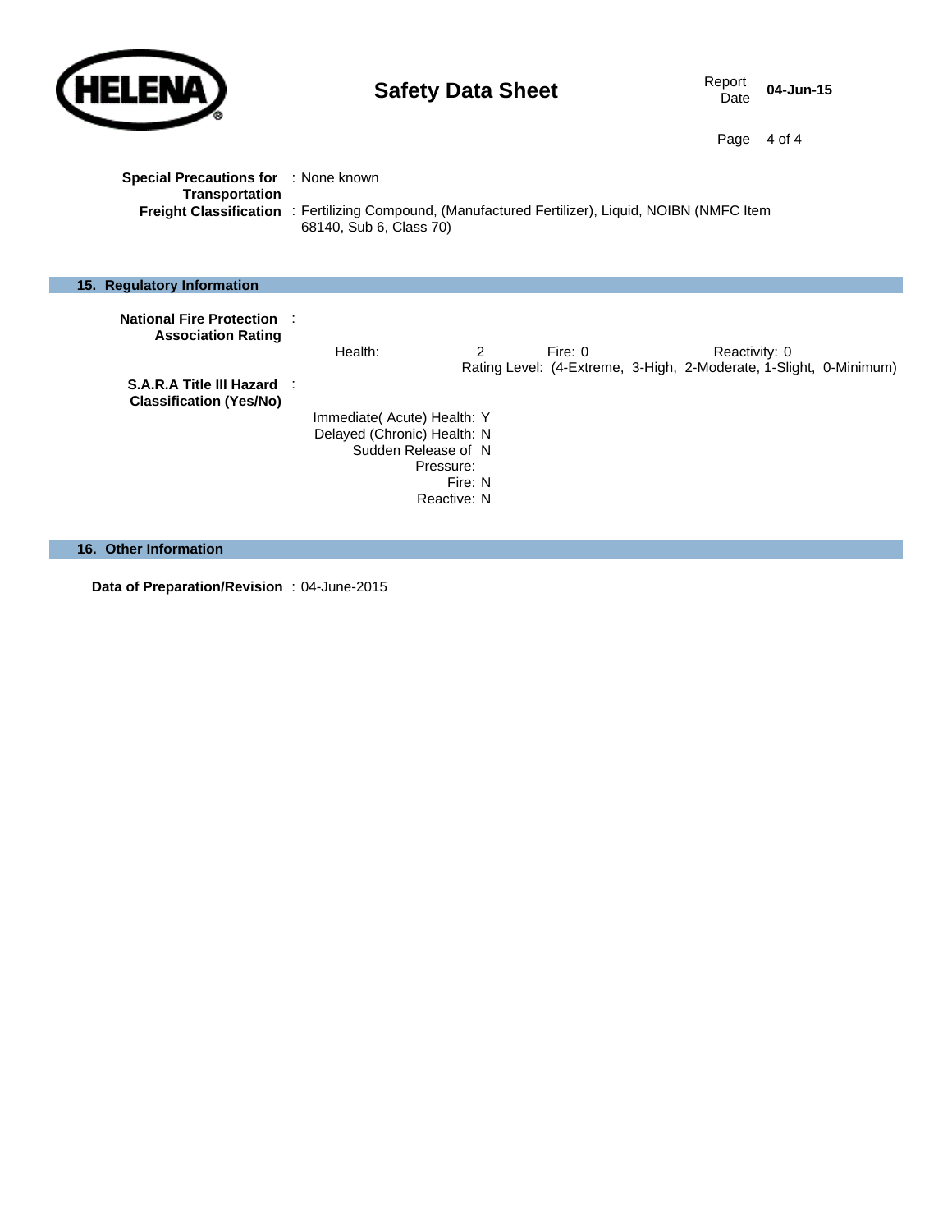**Special Precautions for Transportation** : None known

**Freight Classification** : Fertilizing Compound, (Manufactured Fertilizer), Liquid, NOIBN (NMFC Item 68140, Sub 6, Class 70)

## 15. Regulatory Information

**National Fire Protection Association Rating** :

Health: 2 Fire: 0 Reactivity: 0

Rating Level: (4-Extreme, 3-High, 2-Moderate, 1-Slight, 0-Minimum)

**S.A.R.A Title III Hazard Classification (Yes/No)** :

Immediate( Acute) Health: Y
Delayed (Chronic) Health: N
Sudden Release of Pressure: N
Fire: N
Reactive: N

## 16. Other Information

**Data of Preparation/Revision** : 04-June-2015